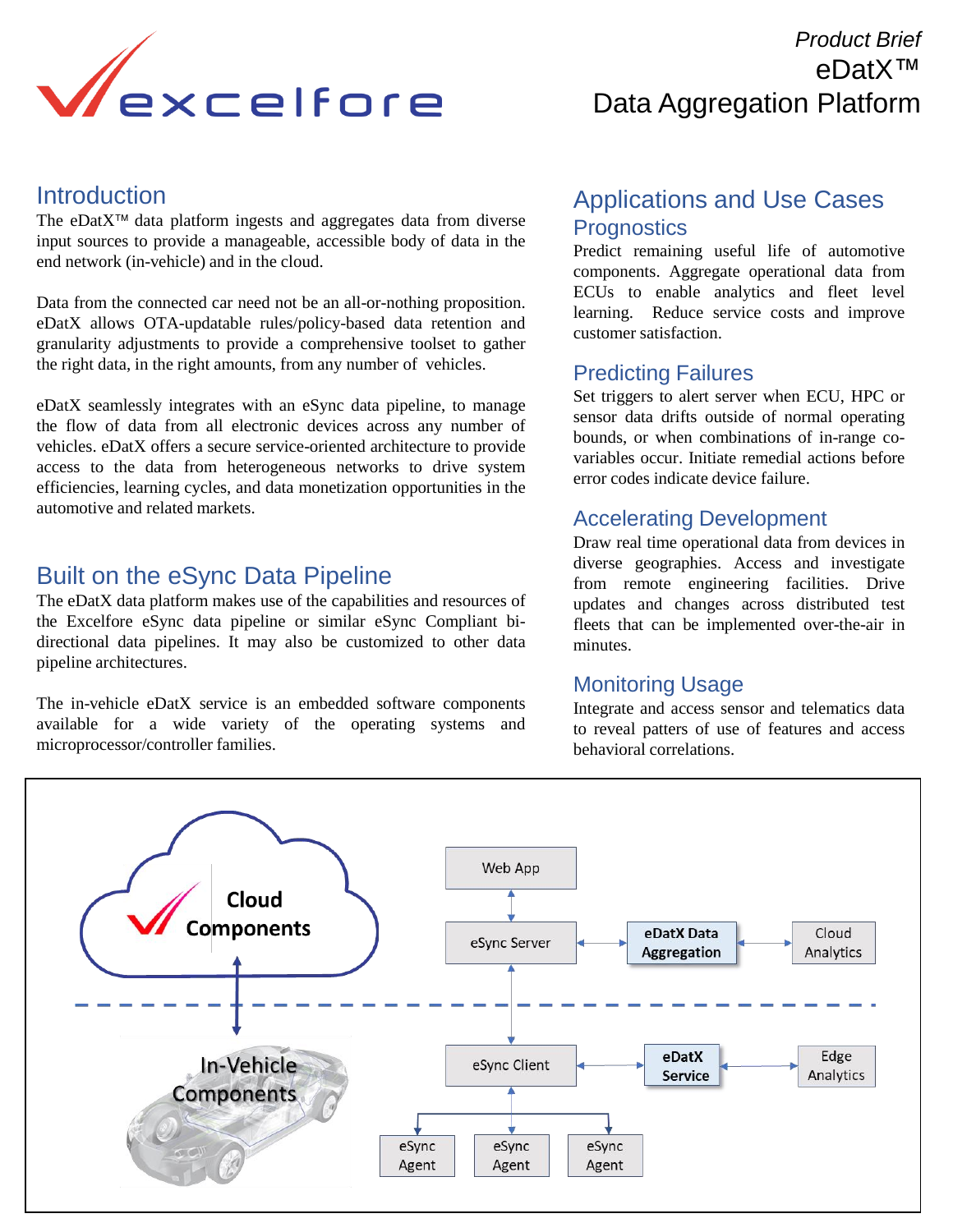*Product Brief*

# eDatX™ Data Aggregation Platform

## Introduction

The eDatX™ data platform ingests and aggregates data from diverse input sources to provide a manageable, accessible body of data in the end network (in-vehicle) and in the cloud.

Data from the connected car need not be an all-or-nothing proposition. eDatX allows OTA-updatable rules/policy-based data retention and granularity adjustments to provide a comprehensive toolset to gather the right data, in the right amounts, from any number of vehicles.

eDatX seamlessly integrates with an eSync data pipeline, to manage the flow of data from all electronic devices across any number of vehicles. eDatX offers a secure service-oriented architecture to provide access to the data from heterogeneous networks to drive system efficiencies, learning cycles, and data monetization opportunities in the automotive and related markets.

## Built on the eSync Data Pipeline

The eDatX data platform makes use of the capabilities and resources of the Excelfore eSync data pipeline or similar eSync Compliant bi-directional data pipelines. It may also be customized to other data pipeline architectures.

The in-vehicle eDatX service is an embedded software components available for a wide variety of the operating systems and microprocessor/controller families.

## Applications and Use Cases

### Prognostics

Predict remaining useful life of automotive components. Aggregate operational data from ECUs to enable analytics and fleet level learning. Reduce service costs and improve customer satisfaction.

### Predicting Failures

Set triggers to alert server when ECU, HPC or sensor data drifts outside of normal operating bounds, or when combinations of in-range co-variables occur. Initiate remedial actions before error codes indicate device failure.

### Accelerating Development

Draw real time operational data from devices in diverse geographies. Access and investigate from remote engineering facilities. Drive updates and changes across distributed test fleets that can be implemented over-the-air in minutes.

### Monitoring Usage

Integrate and access sensor and telematics data to reveal patters of use of features and access behavioral correlations.

Cloud Components | Web App | eSync Server | eDatX Data Aggregation | Cloud Analytics

In-Vehicle Components | eSync Client | eDatX Service | Edge Analytics | eSync Agent | eSync Agent | eSync Agent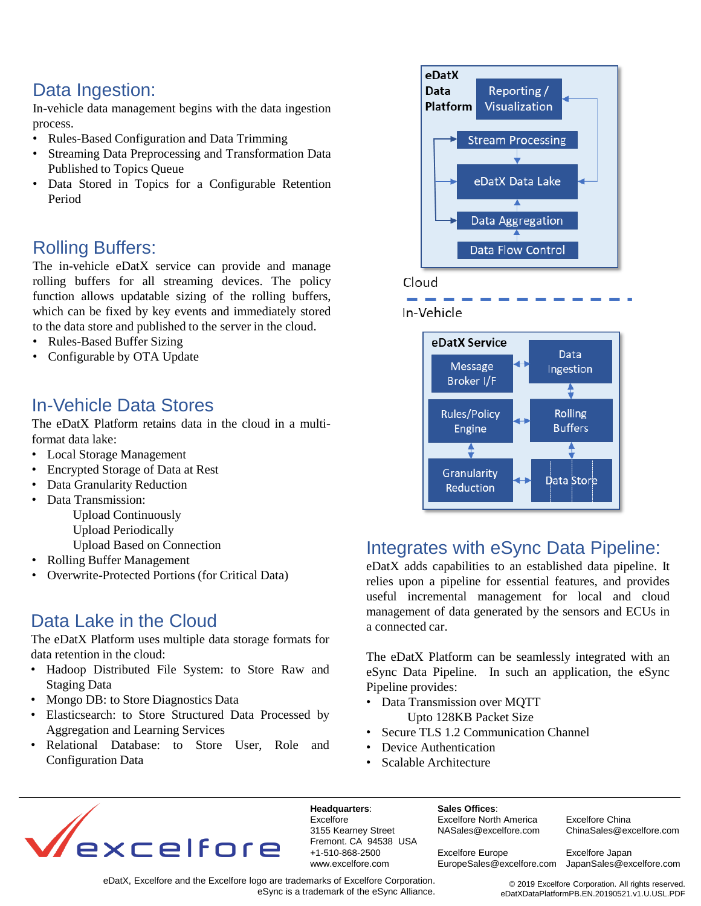## Data Ingestion:

In-vehicle data management begins with the data ingestion process.

- Rules-Based Configuration and Data Trimming
- Streaming Data Preprocessing and Transformation Data Published to Topics Queue
- Data Stored in Topics for a Configurable Retention Period

## Rolling Buffers:

The in-vehicle eDatX service can provide and manage rolling buffers for all streaming devices. The policy function allows updatable sizing of the rolling buffers, which can be fixed by key events and immediately stored to the data store and published to the server in the cloud.

- Rules-Based Buffer Sizing
- Configurable by OTA Update

## In-Vehicle Data Stores

The eDatX Platform retains data in the cloud in a multi-format data lake:

- Local Storage Management
- Encrypted Storage of Data at Rest
- Data Granularity Reduction
- Data Transmission:
  - Upload Continuously
  - Upload Periodically
  - Upload Based on Connection
- Rolling Buffer Management
- Overwrite-Protected Portions (for Critical Data)

## Data Lake in the Cloud

The eDatX Platform uses multiple data storage formats for data retention in the cloud:

- Hadoop Distributed File System: to Store Raw and Staging Data
- Mongo DB: to Store Diagnostics Data
- Elasticsearch: to Store Structured Data Processed by Aggregation and Learning Services
- Relational Database: to Store User, Role and Configuration Data

eDatX Data Platform
Reporting / Visualization
Stream Processing
eDatX Data Lake
Data Aggregation
Data Flow Control

Cloud

In-Vehicle

eDatX Service
Message Broker I/F
Data Ingestion
Rules/Policy Engine
Rolling Buffers
Granularity Reduction
Data Store

## Integrates with eSync Data Pipeline:

eDatX adds capabilities to an established data pipeline. It relies upon a pipeline for essential features, and provides useful incremental management for local and cloud management of data generated by the sensors and ECUs in a connected car.

The eDatX Platform can be seamlessly integrated with an eSync Data Pipeline. In such an application, the eSync Pipeline provides:

- Data Transmission over MQTT
  - Upto 128KB Packet Size
- Secure TLS 1.2 Communication Channel
- Device Authentication
- Scalable Architecture

---

**Headquarters**:
Excelfore
3155 Kearney Street
Fremont. CA 94538 USA
+1-510-868-2500
www.excelfore.com

**Sales Offices**:
Excelfore North America
NASales@excelfore.com

Excelfore China
ChinaSales@excelfore.com

Excelfore Europe
EuropeSales@excelfore.com

Excelfore Japan
JapanSales@excelfore.com

eDatX, Excelfore and the Excelfore logo are trademarks of Excelfore Corporation.
eSync is a trademark of the eSync Alliance.

© 2019 Excelfore Corporation. All rights reserved.
eDatXDataPlatformPB.EN.20190521.v1.U.USL.PDF